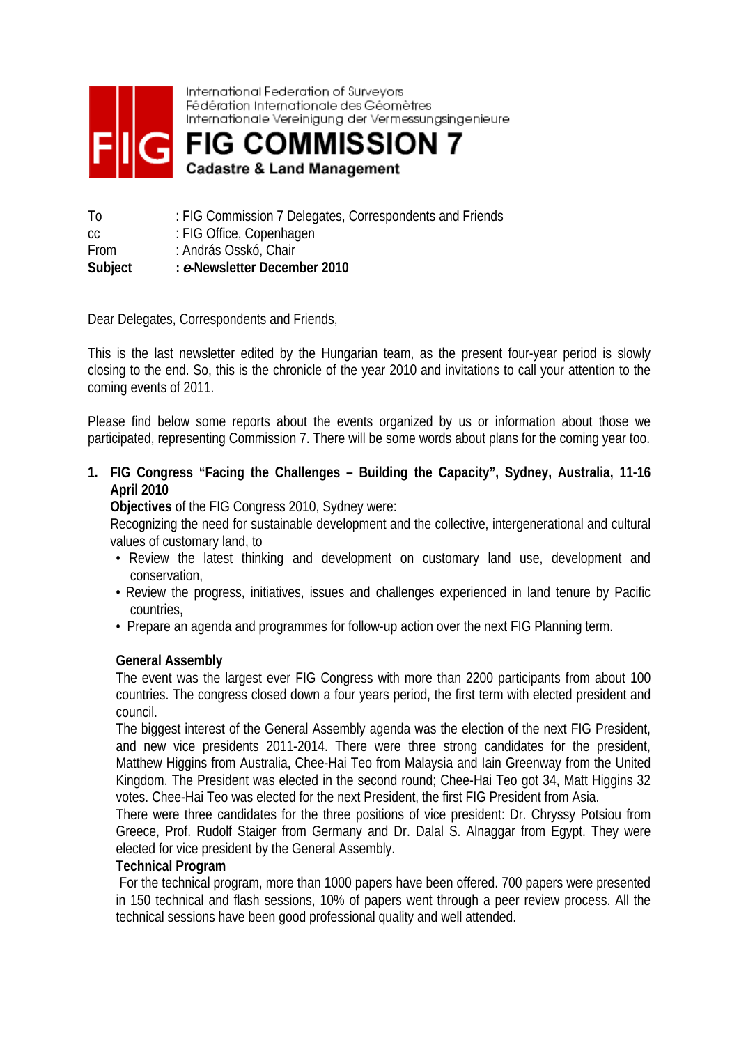International Federation of Surveyors
Fédération Internationale des Géomètres
Internationale Vereinigung der Vermessungsingenieure

# FIG COMMISSION 7

**Cadastre & Land Management**

To : FIG Commission 7 Delegates, Correspondents and Friends
cc : FIG Office, Copenhagen
From : András Osskó, Chair
**Subject : *e*-Newsletter December 2010**

Dear Delegates, Correspondents and Friends,

This is the last newsletter edited by the Hungarian team, as the present four-year period is slowly closing to the end. So, this is the chronicle of the year 2010 and invitations to call your attention to the coming events of 2011.

Please find below some reports about the events organized by us or information about those we participated, representing Commission 7. There will be some words about plans for the coming year too.

**1. FIG Congress "Facing the Challenges – Building the Capacity", Sydney, Australia, 11-16 April 2010**

**Objectives** of the FIG Congress 2010, Sydney were:

Recognizing the need for sustainable development and the collective, intergenerational and cultural values of customary land, to

- Review the latest thinking and development on customary land use, development and conservation,
- Review the progress, initiatives, issues and challenges experienced in land tenure by Pacific countries,
- Prepare an agenda and programmes for follow-up action over the next FIG Planning term.

**General Assembly**

The event was the largest ever FIG Congress with more than 2200 participants from about 100 countries. The congress closed down a four years period, the first term with elected president and council.

The biggest interest of the General Assembly agenda was the election of the next FIG President, and new vice presidents 2011-2014. There were three strong candidates for the president, Matthew Higgins from Australia, Chee-Hai Teo from Malaysia and Iain Greenway from the United Kingdom. The President was elected in the second round; Chee-Hai Teo got 34, Matt Higgins 32 votes. Chee-Hai Teo was elected for the next President, the first FIG President from Asia.

There were three candidates for the three positions of vice president: Dr. Chryssy Potsiou from Greece, Prof. Rudolf Staiger from Germany and Dr. Dalal S. Alnaggar from Egypt. They were elected for vice president by the General Assembly.

**Technical Program**

For the technical program, more than 1000 papers have been offered. 700 papers were presented in 150 technical and flash sessions, 10% of papers went through a peer review process. All the technical sessions have been good professional quality and well attended.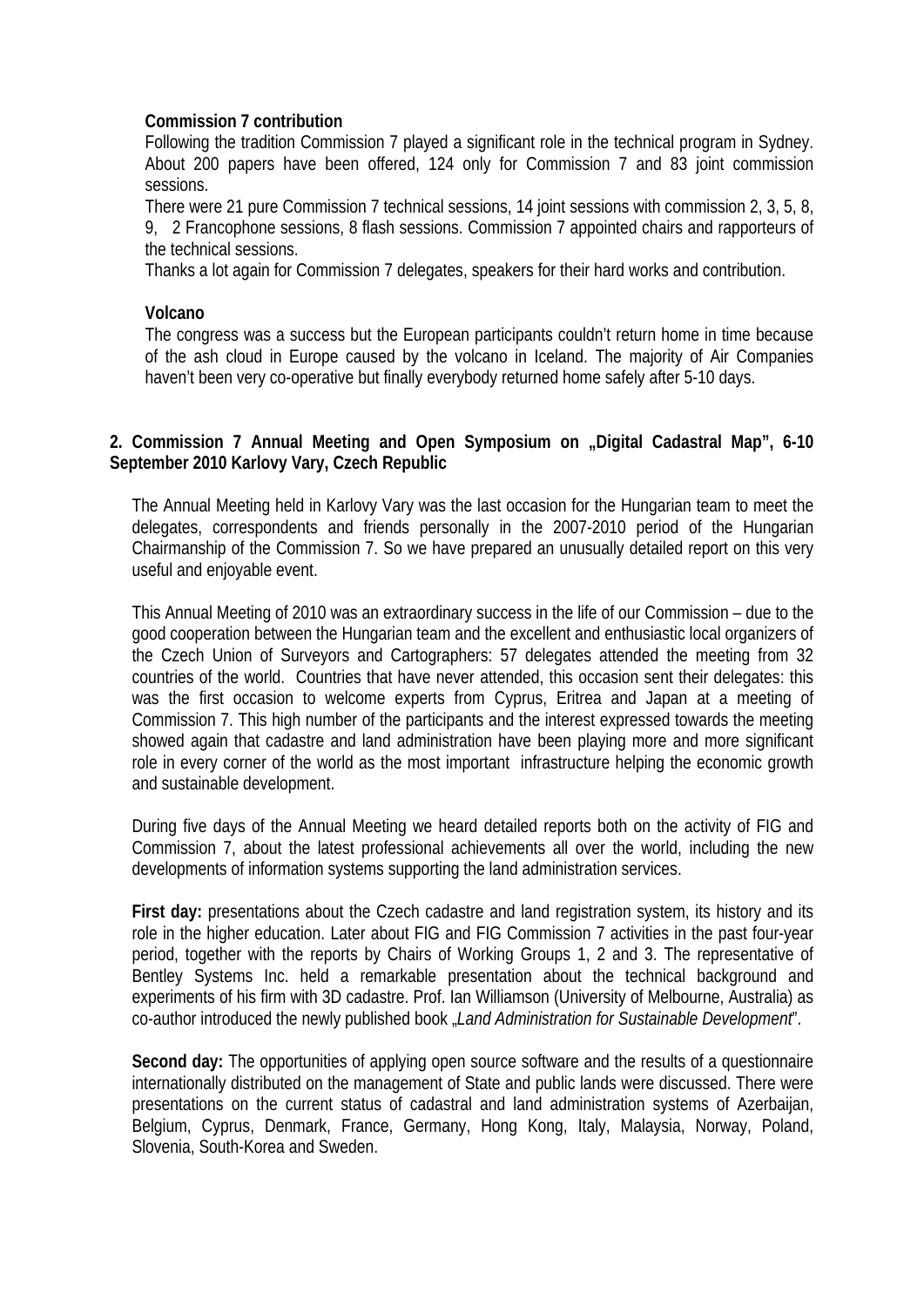**Commission 7 contribution**

Following the tradition Commission 7 played a significant role in the technical program in Sydney. About 200 papers have been offered, 124 only for Commission 7 and 83 joint commission sessions.

There were 21 pure Commission 7 technical sessions, 14 joint sessions with commission 2, 3, 5, 8, 9, 2 Francophone sessions, 8 flash sessions. Commission 7 appointed chairs and rapporteurs of the technical sessions.

Thanks a lot again for Commission 7 delegates, speakers for their hard works and contribution.

**Volcano**

The congress was a success but the European participants couldn't return home in time because of the ash cloud in Europe caused by the volcano in Iceland. The majority of Air Companies haven't been very co-operative but finally everybody returned home safely after 5-10 days.

## 2. Commission 7 Annual Meeting and Open Symposium on „Digital Cadastral Map", 6-10 September 2010 Karlovy Vary, Czech Republic

The Annual Meeting held in Karlovy Vary was the last occasion for the Hungarian team to meet the delegates, correspondents and friends personally in the 2007-2010 period of the Hungarian Chairmanship of the Commission 7. So we have prepared an unusually detailed report on this very useful and enjoyable event.

This Annual Meeting of 2010 was an extraordinary success in the life of our Commission – due to the good cooperation between the Hungarian team and the excellent and enthusiastic local organizers of the Czech Union of Surveyors and Cartographers: 57 delegates attended the meeting from 32 countries of the world. Countries that have never attended, this occasion sent their delegates: this was the first occasion to welcome experts from Cyprus, Eritrea and Japan at a meeting of Commission 7. This high number of the participants and the interest expressed towards the meeting showed again that cadastre and land administration have been playing more and more significant role in every corner of the world as the most important infrastructure helping the economic growth and sustainable development.

During five days of the Annual Meeting we heard detailed reports both on the activity of FIG and Commission 7, about the latest professional achievements all over the world, including the new developments of information systems supporting the land administration services.

**First day:** presentations about the Czech cadastre and land registration system, its history and its role in the higher education. Later about FIG and FIG Commission 7 activities in the past four-year period, together with the reports by Chairs of Working Groups 1, 2 and 3. The representative of Bentley Systems Inc. held a remarkable presentation about the technical background and experiments of his firm with 3D cadastre. Prof. Ian Williamson (University of Melbourne, Australia) as co-author introduced the newly published book „*Land Administration for Sustainable Development*".

**Second day:** The opportunities of applying open source software and the results of a questionnaire internationally distributed on the management of State and public lands were discussed. There were presentations on the current status of cadastral and land administration systems of Azerbaijan, Belgium, Cyprus, Denmark, France, Germany, Hong Kong, Italy, Malaysia, Norway, Poland, Slovenia, South-Korea and Sweden.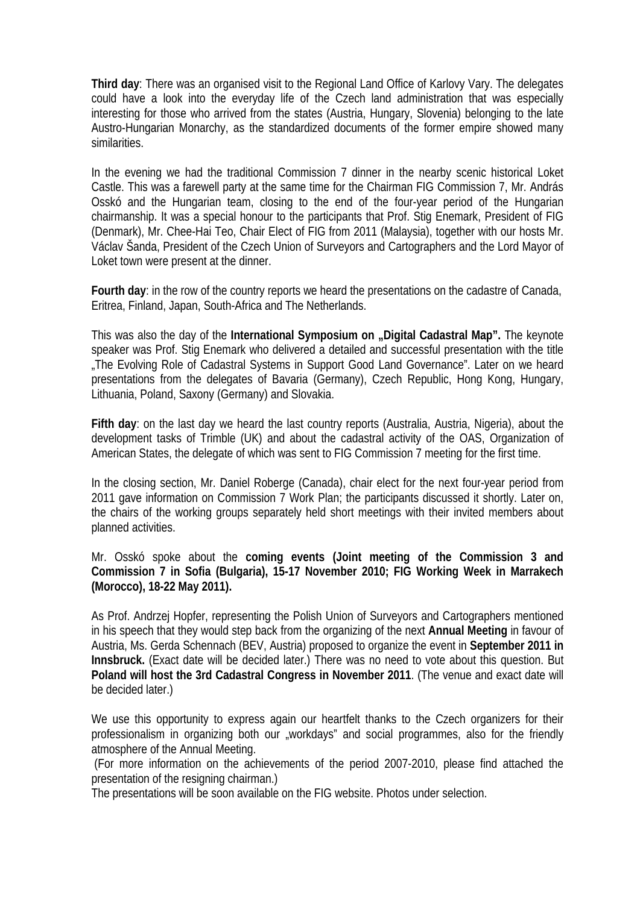**Third day**: There was an organised visit to the Regional Land Office of Karlovy Vary. The delegates could have a look into the everyday life of the Czech land administration that was especially interesting for those who arrived from the states (Austria, Hungary, Slovenia) belonging to the late Austro-Hungarian Monarchy, as the standardized documents of the former empire showed many similarities.

In the evening we had the traditional Commission 7 dinner in the nearby scenic historical Loket Castle. This was a farewell party at the same time for the Chairman FIG Commission 7, Mr. András Osskó and the Hungarian team, closing to the end of the four-year period of the Hungarian chairmanship. It was a special honour to the participants that Prof. Stig Enemark, President of FIG (Denmark), Mr. Chee-Hai Teo, Chair Elect of FIG from 2011 (Malaysia), together with our hosts Mr. Václav Šanda, President of the Czech Union of Surveyors and Cartographers and the Lord Mayor of Loket town were present at the dinner.

**Fourth day**: in the row of the country reports we heard the presentations on the cadastre of Canada, Eritrea, Finland, Japan, South-Africa and The Netherlands.

This was also the day of the **International Symposium on „Digital Cadastral Map".** The keynote speaker was Prof. Stig Enemark who delivered a detailed and successful presentation with the title „The Evolving Role of Cadastral Systems in Support Good Land Governance". Later on we heard presentations from the delegates of Bavaria (Germany), Czech Republic, Hong Kong, Hungary, Lithuania, Poland, Saxony (Germany) and Slovakia.

**Fifth day**: on the last day we heard the last country reports (Australia, Austria, Nigeria), about the development tasks of Trimble (UK) and about the cadastral activity of the OAS, Organization of American States, the delegate of which was sent to FIG Commission 7 meeting for the first time.

In the closing section, Mr. Daniel Roberge (Canada), chair elect for the next four-year period from 2011 gave information on Commission 7 Work Plan; the participants discussed it shortly. Later on, the chairs of the working groups separately held short meetings with their invited members about planned activities.

Mr. Osskó spoke about the **coming events (Joint meeting of the Commission 3 and Commission 7 in Sofia (Bulgaria), 15-17 November 2010; FIG Working Week in Marrakech (Morocco), 18-22 May 2011).**

As Prof. Andrzej Hopfer, representing the Polish Union of Surveyors and Cartographers mentioned in his speech that they would step back from the organizing of the next **Annual Meeting** in favour of Austria, Ms. Gerda Schennach (BEV, Austria) proposed to organize the event in **September 2011 in Innsbruck.** (Exact date will be decided later.) There was no need to vote about this question. But **Poland will host the 3rd Cadastral Congress in November 2011**. (The venue and exact date will be decided later.)

We use this opportunity to express again our heartfelt thanks to the Czech organizers for their professionalism in organizing both our „workdays" and social programmes, also for the friendly atmosphere of the Annual Meeting.

(For more information on the achievements of the period 2007-2010, please find attached the presentation of the resigning chairman.)

The presentations will be soon available on the FIG website. Photos under selection.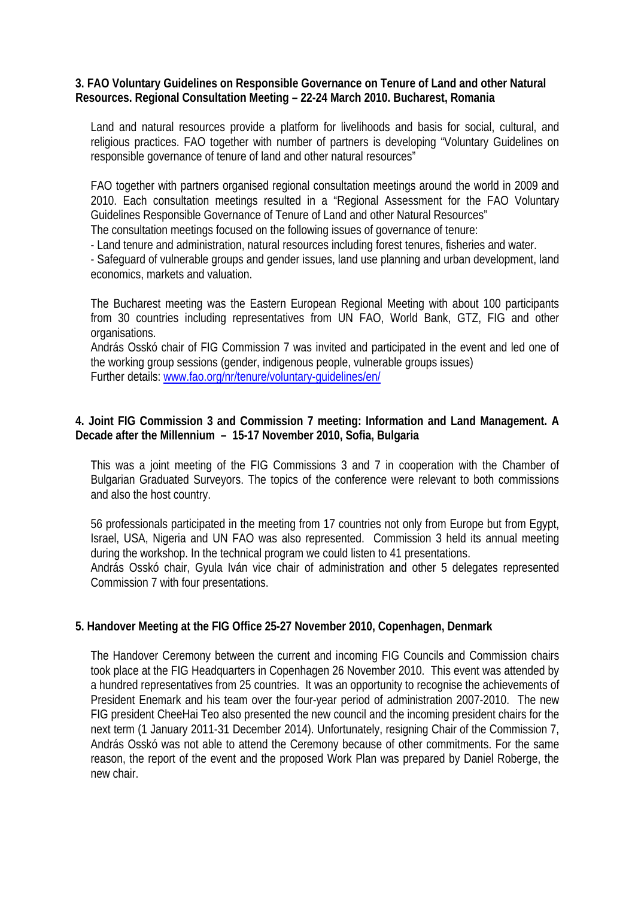**3. FAO Voluntary Guidelines on Responsible Governance on Tenure of Land and other Natural Resources. Regional Consultation Meeting – 22-24 March 2010. Bucharest, Romania**

Land and natural resources provide a platform for livelihoods and basis for social, cultural, and religious practices. FAO together with number of partners is developing "Voluntary Guidelines on responsible governance of tenure of land and other natural resources"

FAO together with partners organised regional consultation meetings around the world in 2009 and 2010. Each consultation meetings resulted in a "Regional Assessment for the FAO Voluntary Guidelines Responsible Governance of Tenure of Land and other Natural Resources"
The consultation meetings focused on the following issues of governance of tenure:
- Land tenure and administration, natural resources including forest tenures, fisheries and water.
- Safeguard of vulnerable groups and gender issues, land use planning and urban development, land economics, markets and valuation.

The Bucharest meeting was the Eastern European Regional Meeting with about 100 participants from 30 countries including representatives from UN FAO, World Bank, GTZ, FIG and other organisations.
András Osskó chair of FIG Commission 7 was invited and participated in the event and led one of the working group sessions (gender, indigenous people, vulnerable groups issues)
Further details: www.fao.org/nr/tenure/voluntary-guidelines/en/

**4. Joint FIG Commission 3 and Commission 7 meeting: Information and Land Management. A Decade after the Millennium – 15-17 November 2010, Sofia, Bulgaria**

This was a joint meeting of the FIG Commissions 3 and 7 in cooperation with the Chamber of Bulgarian Graduated Surveyors. The topics of the conference were relevant to both commissions and also the host country.

56 professionals participated in the meeting from 17 countries not only from Europe but from Egypt, Israel, USA, Nigeria and UN FAO was also represented. Commission 3 held its annual meeting during the workshop. In the technical program we could listen to 41 presentations.
András Osskó chair, Gyula Iván vice chair of administration and other 5 delegates represented Commission 7 with four presentations.

**5. Handover Meeting at the FIG Office 25-27 November 2010, Copenhagen, Denmark**

The Handover Ceremony between the current and incoming FIG Councils and Commission chairs took place at the FIG Headquarters in Copenhagen 26 November 2010. This event was attended by a hundred representatives from 25 countries. It was an opportunity to recognise the achievements of President Enemark and his team over the four-year period of administration 2007-2010. The new FIG president CheeHai Teo also presented the new council and the incoming president chairs for the next term (1 January 2011-31 December 2014). Unfortunately, resigning Chair of the Commission 7, András Osskó was not able to attend the Ceremony because of other commitments. For the same reason, the report of the event and the proposed Work Plan was prepared by Daniel Roberge, the new chair.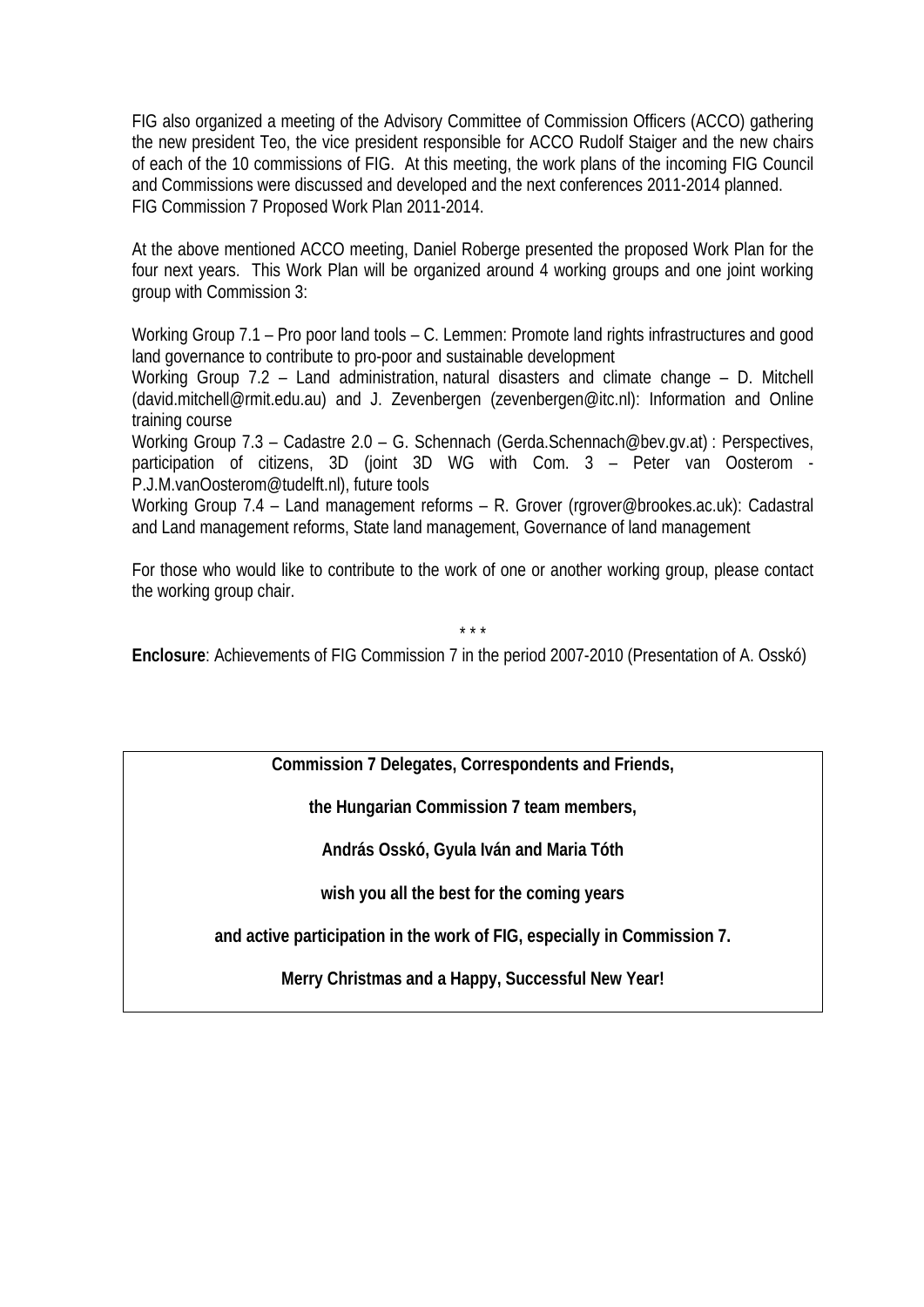FIG also organized a meeting of the Advisory Committee of Commission Officers (ACCO) gathering the new president Teo, the vice president responsible for ACCO Rudolf Staiger and the new chairs of each of the 10 commissions of FIG. At this meeting, the work plans of the incoming FIG Council and Commissions were discussed and developed and the next conferences 2011-2014 planned.
FIG Commission 7 Proposed Work Plan 2011-2014.

At the above mentioned ACCO meeting, Daniel Roberge presented the proposed Work Plan for the four next years. This Work Plan will be organized around 4 working groups and one joint working group with Commission 3:

Working Group 7.1 – Pro poor land tools – C. Lemmen: Promote land rights infrastructures and good land governance to contribute to pro-poor and sustainable development
Working Group 7.2 – Land administration, natural disasters and climate change – D. Mitchell (david.mitchell@rmit.edu.au) and J. Zevenbergen (zevenbergen@itc.nl): Information and Online training course
Working Group 7.3 – Cadastre 2.0 – G. Schennach (Gerda.Schennach@bev.gv.at) : Perspectives, participation of citizens, 3D (joint 3D WG with Com. 3 – Peter van Oosterom - P.J.M.vanOosterom@tudelft.nl), future tools
Working Group 7.4 – Land management reforms – R. Grover (rgrover@brookes.ac.uk): Cadastral and Land management reforms, State land management, Governance of land management

For those who would like to contribute to the work of one or another working group, please contact the working group chair.

\* \* \*

**Enclosure**: Achievements of FIG Commission 7 in the period 2007-2010 (Presentation of A. Osskó)

**Commission 7 Delegates, Correspondents and Friends,**

**the Hungarian Commission 7 team members,**

**András Osskó, Gyula Iván and Maria Tóth**

**wish you all the best for the coming years**

**and active participation in the work of FIG, especially in Commission 7.**

**Merry Christmas and a Happy, Successful New Year!**